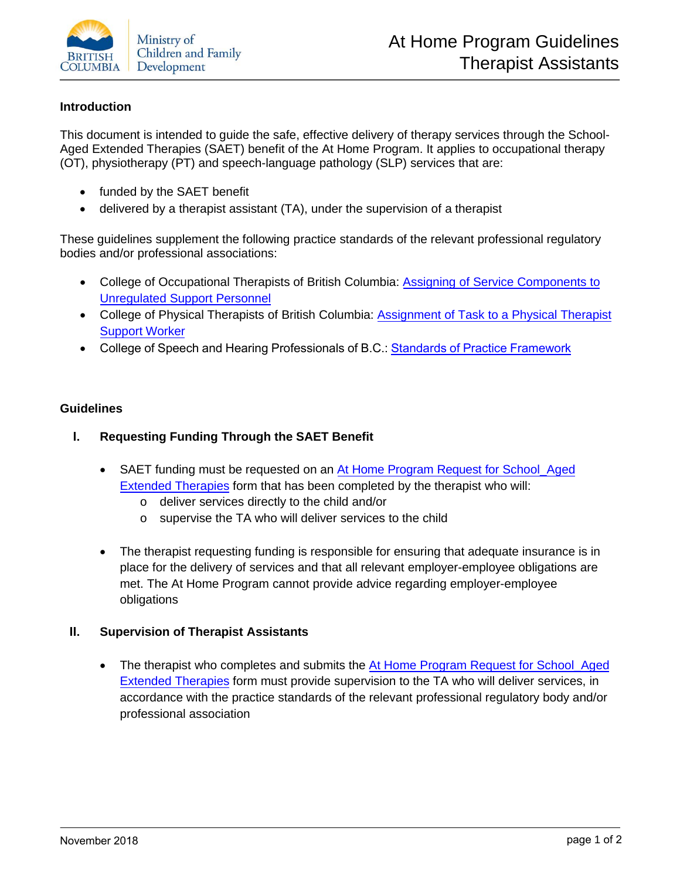# At Home Program Guidelines Therapist Assistants

## Introduction

This document is intended to guide the safe, effective delivery of therapy services through the School-Aged Extended Therapies (SAET) benefit of the At Home Program. It applies to occupational therapy (OT), physiotherapy (PT) and speech-language pathology (SLP) services that are:

- funded by the SAET benefit
- delivered by a therapist assistant (TA), under the supervision of a therapist

These guidelines supplement the following practice standards of the relevant professional regulatory bodies and/or professional associations:

- College of Occupational Therapists of British Columbia: Assigning of Service Components to Unregulated Support Personnel
- College of Physical Therapists of British Columbia: Assignment of Task to a Physical Therapist Support Worker
- College of Speech and Hearing Professionals of B.C.: Standards of Practice Framework

## Guidelines

### I. Requesting Funding Through the SAET Benefit

- SAET funding must be requested on an At Home Program Request for School_Aged Extended Therapies form that has been completed by the therapist who will:
  - deliver services directly to the child and/or
  - supervise the TA who will deliver services to the child

- The therapist requesting funding is responsible for ensuring that adequate insurance is in place for the delivery of services and that all relevant employer-employee obligations are met. The At Home Program cannot provide advice regarding employer-employee obligations

### II. Supervision of Therapist Assistants

- The therapist who completes and submits the At Home Program Request for School_Aged Extended Therapies form must provide supervision to the TA who will deliver services, in accordance with the practice standards of the relevant professional regulatory body and/or professional association

November 2018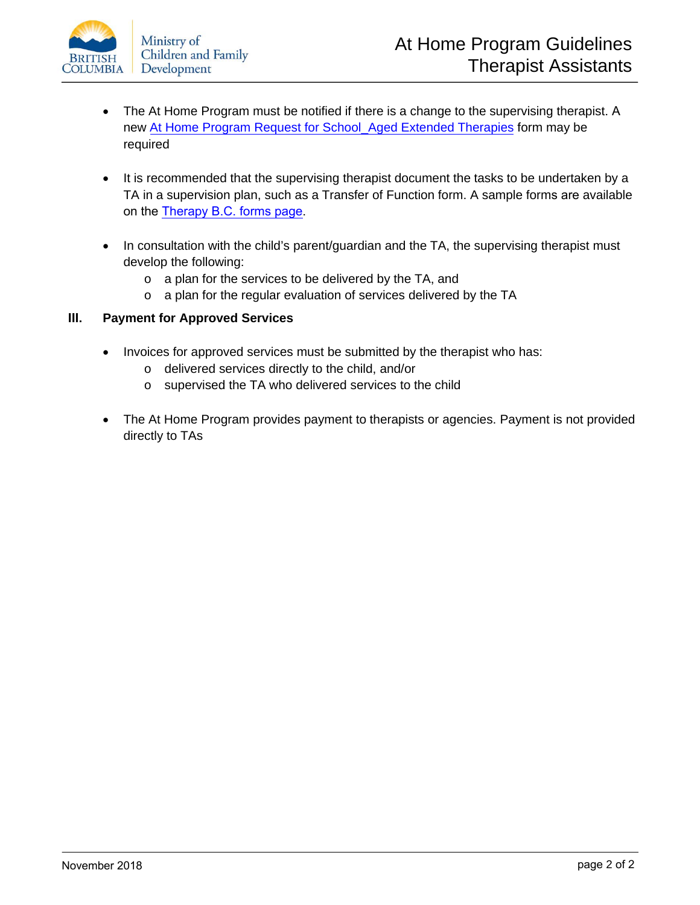- The At Home Program must be notified if there is a change to the supervising therapist. A new At Home Program Request for School_Aged Extended Therapies form may be required

- It is recommended that the supervising therapist document the tasks to be undertaken by a TA in a supervision plan, such as a Transfer of Function form. A sample forms are available on the Therapy B.C. forms page.

- In consultation with the child's parent/guardian and the TA, the supervising therapist must develop the following:
  - a plan for the services to be delivered by the TA, and
  - a plan for the regular evaluation of services delivered by the TA

## III. Payment for Approved Services

- Invoices for approved services must be submitted by the therapist who has:
  - delivered services directly to the child, and/or
  - supervised the TA who delivered services to the child

- The At Home Program provides payment to therapists or agencies. Payment is not provided directly to TAs